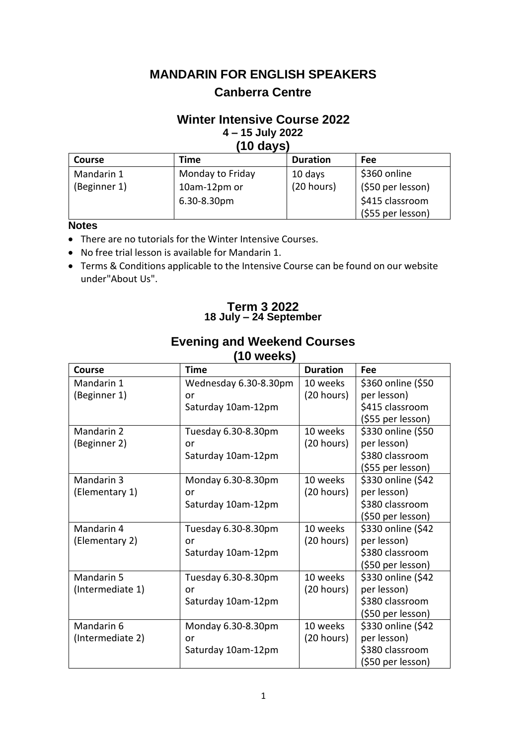# MANDARIN FOR ENGLISH SPEAKERS

## Canberra Centre

### Winter Intensive Course 2022

**4 – 15 July 2022**

**(10 days)**

| Course | Time | Duration | Fee |
|---|---|---|---|
| Mandarin 1 (Beginner 1) | Monday to Friday 10am-12pm or 6.30-8.30pm | 10 days (20 hours) | $360 online ($50 per lesson) $415 classroom ($55 per lesson) |

**Notes**

- There are no tutorials for the Winter Intensive Courses.
- No free trial lesson is available for Mandarin 1.
- Terms & Conditions applicable to the Intensive Course can be found on our website under"About Us".

### Term 3 2022

**18 July – 24 September**

### Evening and Weekend Courses

**(10 weeks)**

| Course | Time | Duration | Fee |
|---|---|---|---|
| Mandarin 1 (Beginner 1) | Wednesday 6.30-8.30pm or Saturday 10am-12pm | 10 weeks (20 hours) | $360 online ($50 per lesson) $415 classroom ($55 per lesson) |
| Mandarin 2 (Beginner 2) | Tuesday 6.30-8.30pm or Saturday 10am-12pm | 10 weeks (20 hours) | $330 online ($50 per lesson) $380 classroom ($55 per lesson) |
| Mandarin 3 (Elementary 1) | Monday 6.30-8.30pm or Saturday 10am-12pm | 10 weeks (20 hours) | $330 online ($42 per lesson) $380 classroom ($50 per lesson) |
| Mandarin 4 (Elementary 2) | Tuesday 6.30-8.30pm or Saturday 10am-12pm | 10 weeks (20 hours) | $330 online ($42 per lesson) $380 classroom ($50 per lesson) |
| Mandarin 5 (Intermediate 1) | Tuesday 6.30-8.30pm or Saturday 10am-12pm | 10 weeks (20 hours) | $330 online ($42 per lesson) $380 classroom ($50 per lesson) |
| Mandarin 6 (Intermediate 2) | Monday 6.30-8.30pm or Saturday 10am-12pm | 10 weeks (20 hours) | $330 online ($42 per lesson) $380 classroom ($50 per lesson) |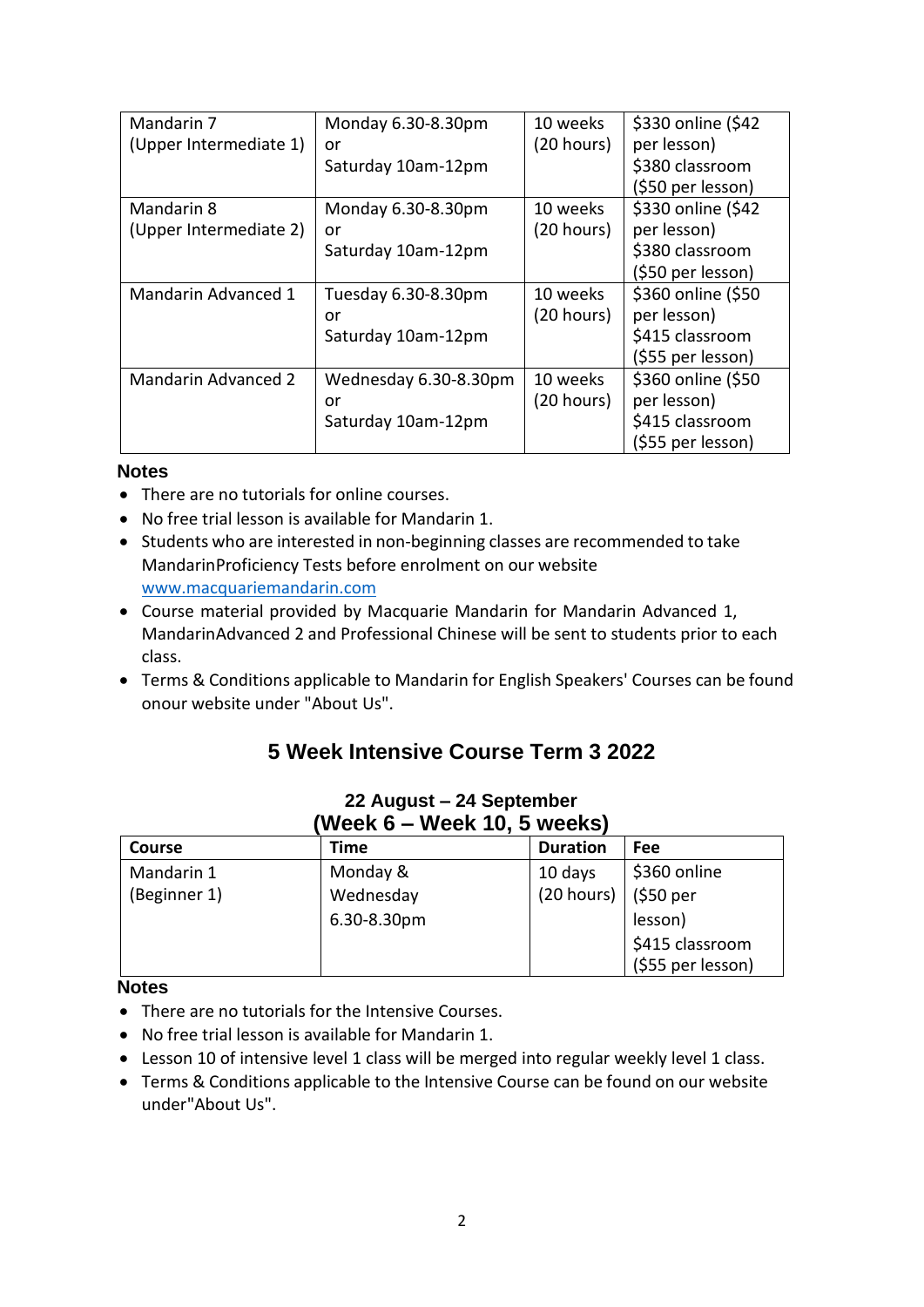| | | | |
|---|---|---|---|
| Mandarin 7 (Upper Intermediate 1) | Monday 6.30-8.30pm or Saturday 10am-12pm | 10 weeks (20 hours) | $330 online ($42 per lesson) $380 classroom ($50 per lesson) |
| Mandarin 8 (Upper Intermediate 2) | Monday 6.30-8.30pm or Saturday 10am-12pm | 10 weeks (20 hours) | $330 online ($42 per lesson) $380 classroom ($50 per lesson) |
| Mandarin Advanced 1 | Tuesday 6.30-8.30pm or Saturday 10am-12pm | 10 weeks (20 hours) | $360 online ($50 per lesson) $415 classroom ($55 per lesson) |
| Mandarin Advanced 2 | Wednesday 6.30-8.30pm or Saturday 10am-12pm | 10 weeks (20 hours) | $360 online ($50 per lesson) $415 classroom ($55 per lesson) |

**Notes**

- There are no tutorials for online courses.
- No free trial lesson is available for Mandarin 1.
- Students who are interested in non-beginning classes are recommended to take MandarinProficiency Tests before enrolment on our website www.macquariemandarin.com
- Course material provided by Macquarie Mandarin for Mandarin Advanced 1, MandarinAdvanced 2 and Professional Chinese will be sent to students prior to each class.
- Terms & Conditions applicable to Mandarin for English Speakers' Courses can be found onour website under "About Us".

## 5 Week Intensive Course Term 3 2022

**22 August – 24 September**
**(Week 6 – Week 10, 5 weeks)**

| Course | Time | Duration | Fee |
|---|---|---|---|
| Mandarin 1 (Beginner 1) | Monday & Wednesday 6.30-8.30pm | 10 days (20 hours) | $360 online ($50 per lesson) $415 classroom ($55 per lesson) |

**Notes**

- There are no tutorials for the Intensive Courses.
- No free trial lesson is available for Mandarin 1.
- Lesson 10 of intensive level 1 class will be merged into regular weekly level 1 class.
- Terms & Conditions applicable to the Intensive Course can be found on our website under"About Us".